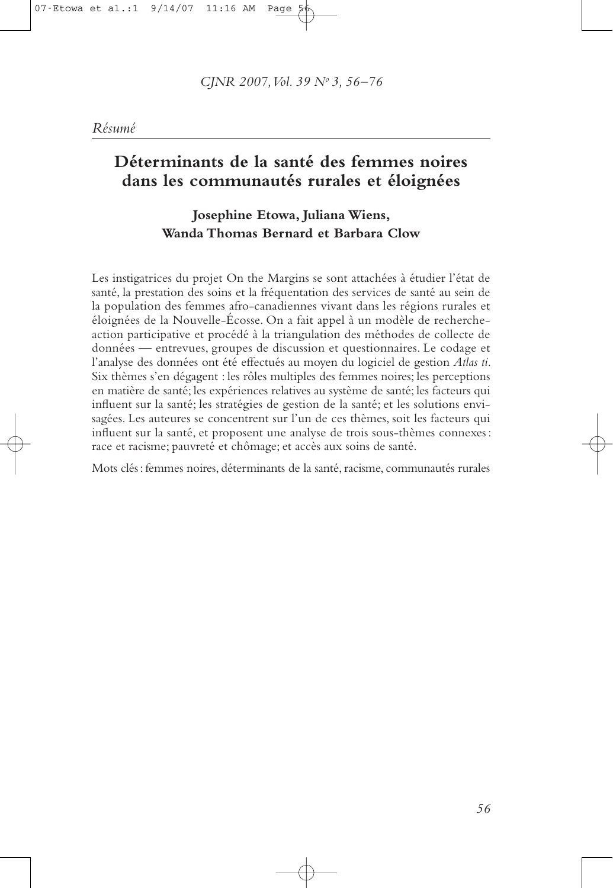*Résumé*

# Déterminants de la santé des femmes noires dans les communautés rurales et éloignées

**Josephine Etowa, Juliana Wiens, Wanda Thomas Bernard et Barbara Clow**

Les instigatrices du projet On the Margins se sont attachées à étudier l'état de santé, la prestation des soins et la fréquentation des services de santé au sein de la population des femmes afro-canadiennes vivant dans les régions rurales et éloignées de la Nouvelle-Écosse. On a fait appel à un modèle de recherche-action participative et procédé à la triangulation des méthodes de collecte de données — entrevues, groupes de discussion et questionnaires. Le codage et l'analyse des données ont été effectués au moyen du logiciel de gestion *Atlas ti*. Six thèmes s'en dégagent : les rôles multiples des femmes noires; les perceptions en matière de santé; les expériences relatives au système de santé; les facteurs qui influent sur la santé; les stratégies de gestion de la santé; et les solutions envisagées. Les auteures se concentrent sur l'un de ces thèmes, soit les facteurs qui influent sur la santé, et proposent une analyse de trois sous-thèmes connexes : race et racisme; pauvreté et chômage; et accès aux soins de santé.

Mots clés : femmes noires, déterminants de la santé, racisme, communautés rurales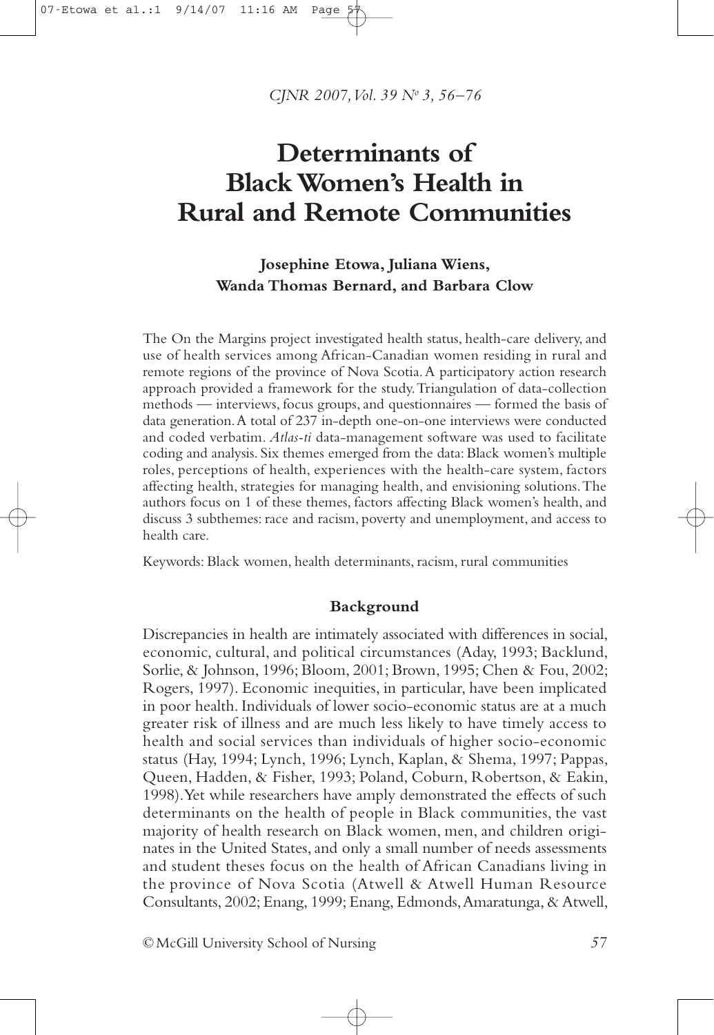# Determinants of Black Women's Health in Rural and Remote Communities

**Josephine Etowa, Juliana Wiens, Wanda Thomas Bernard, and Barbara Clow**

The On the Margins project investigated health status, health-care delivery, and use of health services among African-Canadian women residing in rural and remote regions of the province of Nova Scotia. A participatory action research approach provided a framework for the study. Triangulation of data-collection methods — interviews, focus groups, and questionnaires — formed the basis of data generation. A total of 237 in-depth one-on-one interviews were conducted and coded verbatim. *Atlas-ti* data-management software was used to facilitate coding and analysis. Six themes emerged from the data: Black women's multiple roles, perceptions of health, experiences with the health-care system, factors affecting health, strategies for managing health, and envisioning solutions. The authors focus on 1 of these themes, factors affecting Black women's health, and discuss 3 subthemes: race and racism, poverty and unemployment, and access to health care.

Keywords: Black women, health determinants, racism, rural communities

## Background

Discrepancies in health are intimately associated with differences in social, economic, cultural, and political circumstances (Aday, 1993; Backlund, Sorlie, & Johnson, 1996; Bloom, 2001; Brown, 1995; Chen & Fou, 2002; Rogers, 1997). Economic inequities, in particular, have been implicated in poor health. Individuals of lower socio-economic status are at a much greater risk of illness and are much less likely to have timely access to health and social services than individuals of higher socio-economic status (Hay, 1994; Lynch, 1996; Lynch, Kaplan, & Shema, 1997; Pappas, Queen, Hadden, & Fisher, 1993; Poland, Coburn, Robertson, & Eakin, 1998). Yet while researchers have amply demonstrated the effects of such determinants on the health of people in Black communities, the vast majority of health research on Black women, men, and children originates in the United States, and only a small number of needs assessments and student theses focus on the health of African Canadians living in the province of Nova Scotia (Atwell & Atwell Human Resource Consultants, 2002; Enang, 1999; Enang, Edmonds, Amaratunga, & Atwell,

© McGill University School of Nursing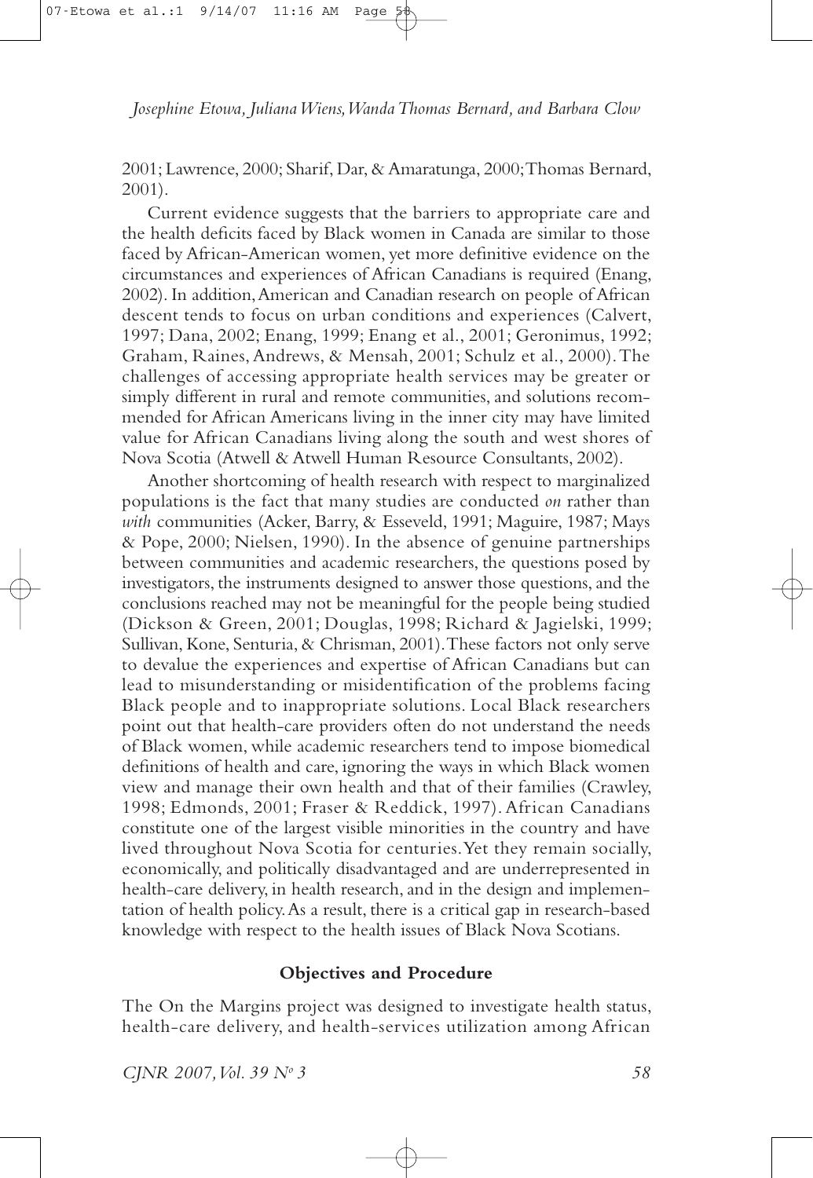2001; Lawrence, 2000; Sharif, Dar, & Amaratunga, 2000; Thomas Bernard, 2001).

Current evidence suggests that the barriers to appropriate care and the health deficits faced by Black women in Canada are similar to those faced by African-American women, yet more definitive evidence on the circumstances and experiences of African Canadians is required (Enang, 2002). In addition, American and Canadian research on people of African descent tends to focus on urban conditions and experiences (Calvert, 1997; Dana, 2002; Enang, 1999; Enang et al., 2001; Geronimus, 1992; Graham, Raines, Andrews, & Mensah, 2001; Schulz et al., 2000). The challenges of accessing appropriate health services may be greater or simply different in rural and remote communities, and solutions recommended for African Americans living in the inner city may have limited value for African Canadians living along the south and west shores of Nova Scotia (Atwell & Atwell Human Resource Consultants, 2002).

Another shortcoming of health research with respect to marginalized populations is the fact that many studies are conducted *on* rather than *with* communities (Acker, Barry, & Esseveld, 1991; Maguire, 1987; Mays & Pope, 2000; Nielsen, 1990). In the absence of genuine partnerships between communities and academic researchers, the questions posed by investigators, the instruments designed to answer those questions, and the conclusions reached may not be meaningful for the people being studied (Dickson & Green, 2001; Douglas, 1998; Richard & Jagielski, 1999; Sullivan, Kone, Senturia, & Chrisman, 2001). These factors not only serve to devalue the experiences and expertise of African Canadians but can lead to misunderstanding or misidentification of the problems facing Black people and to inappropriate solutions. Local Black researchers point out that health-care providers often do not understand the needs of Black women, while academic researchers tend to impose biomedical definitions of health and care, ignoring the ways in which Black women view and manage their own health and that of their families (Crawley, 1998; Edmonds, 2001; Fraser & Reddick, 1997). African Canadians constitute one of the largest visible minorities in the country and have lived throughout Nova Scotia for centuries. Yet they remain socially, economically, and politically disadvantaged and are underrepresented in health-care delivery, in health research, and in the design and implementation of health policy. As a result, there is a critical gap in research-based knowledge with respect to the health issues of Black Nova Scotians.

## Objectives and Procedure

The On the Margins project was designed to investigate health status, health-care delivery, and health-services utilization among African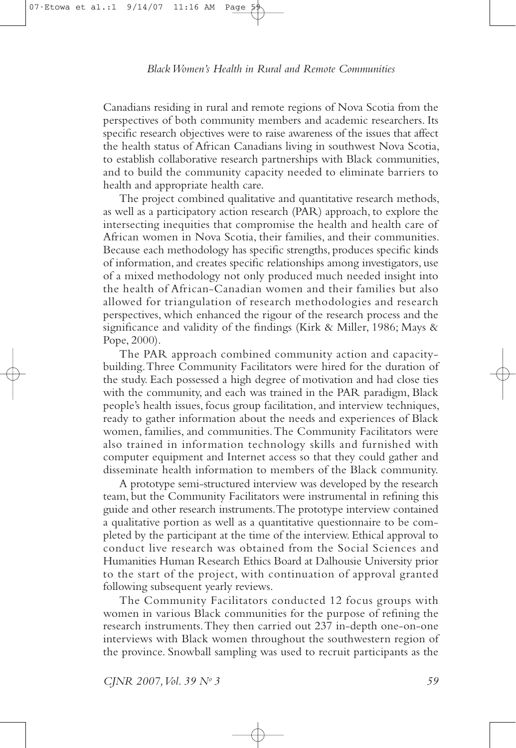Canadians residing in rural and remote regions of Nova Scotia from the perspectives of both community members and academic researchers. Its specific research objectives were to raise awareness of the issues that affect the health status of African Canadians living in southwest Nova Scotia, to establish collaborative research partnerships with Black communities, and to build the community capacity needed to eliminate barriers to health and appropriate health care.

The project combined qualitative and quantitative research methods, as well as a participatory action research (PAR) approach, to explore the intersecting inequities that compromise the health and health care of African women in Nova Scotia, their families, and their communities. Because each methodology has specific strengths, produces specific kinds of information, and creates specific relationships among investigators, use of a mixed methodology not only produced much needed insight into the health of African-Canadian women and their families but also allowed for triangulation of research methodologies and research perspectives, which enhanced the rigour of the research process and the significance and validity of the findings (Kirk & Miller, 1986; Mays & Pope, 2000).

The PAR approach combined community action and capacity-building. Three Community Facilitators were hired for the duration of the study. Each possessed a high degree of motivation and had close ties with the community, and each was trained in the PAR paradigm, Black people's health issues, focus group facilitation, and interview techniques, ready to gather information about the needs and experiences of Black women, families, and communities. The Community Facilitators were also trained in information technology skills and furnished with computer equipment and Internet access so that they could gather and disseminate health information to members of the Black community.

A prototype semi-structured interview was developed by the research team, but the Community Facilitators were instrumental in refining this guide and other research instruments. The prototype interview contained a qualitative portion as well as a quantitative questionnaire to be completed by the participant at the time of the interview. Ethical approval to conduct live research was obtained from the Social Sciences and Humanities Human Research Ethics Board at Dalhousie University prior to the start of the project, with continuation of approval granted following subsequent yearly reviews.

The Community Facilitators conducted 12 focus groups with women in various Black communities for the purpose of refining the research instruments. They then carried out 237 in-depth one-on-one interviews with Black women throughout the southwestern region of the province. Snowball sampling was used to recruit participants as the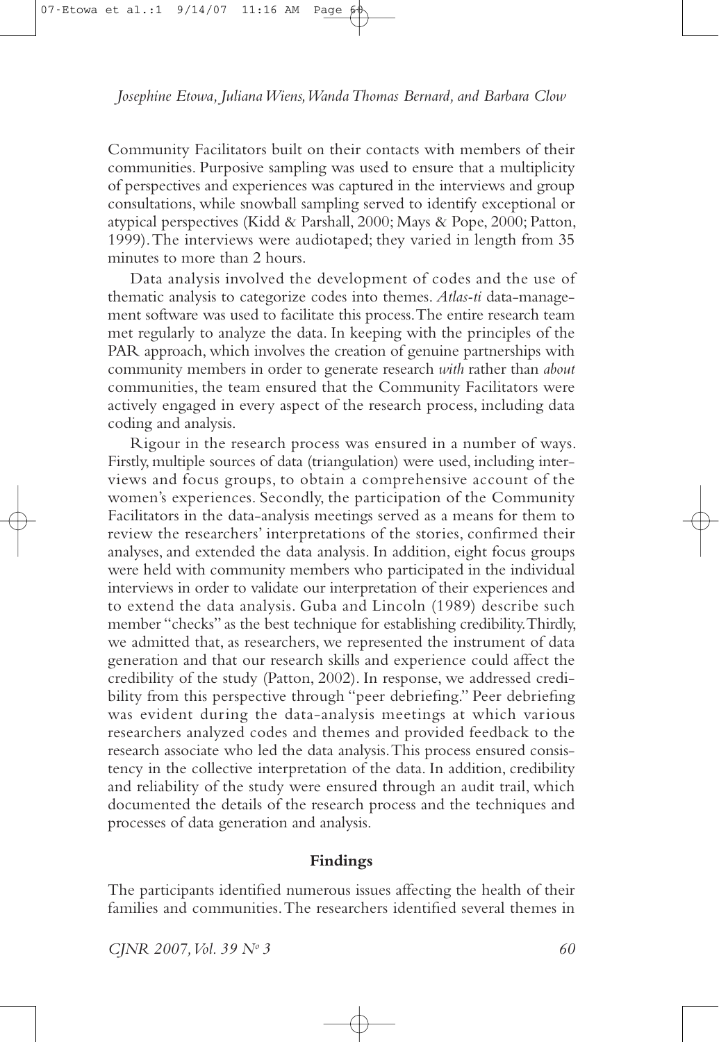Community Facilitators built on their contacts with members of their communities. Purposive sampling was used to ensure that a multiplicity of perspectives and experiences was captured in the interviews and group consultations, while snowball sampling served to identify exceptional or atypical perspectives (Kidd & Parshall, 2000; Mays & Pope, 2000; Patton, 1999). The interviews were audiotaped; they varied in length from 35 minutes to more than 2 hours.

Data analysis involved the development of codes and the use of thematic analysis to categorize codes into themes. *Atlas-ti* data-management software was used to facilitate this process. The entire research team met regularly to analyze the data. In keeping with the principles of the PAR approach, which involves the creation of genuine partnerships with community members in order to generate research *with* rather than *about* communities, the team ensured that the Community Facilitators were actively engaged in every aspect of the research process, including data coding and analysis.

Rigour in the research process was ensured in a number of ways. Firstly, multiple sources of data (triangulation) were used, including interviews and focus groups, to obtain a comprehensive account of the women's experiences. Secondly, the participation of the Community Facilitators in the data-analysis meetings served as a means for them to review the researchers' interpretations of the stories, confirmed their analyses, and extended the data analysis. In addition, eight focus groups were held with community members who participated in the individual interviews in order to validate our interpretation of their experiences and to extend the data analysis. Guba and Lincoln (1989) describe such member "checks" as the best technique for establishing credibility. Thirdly, we admitted that, as researchers, we represented the instrument of data generation and that our research skills and experience could affect the credibility of the study (Patton, 2002). In response, we addressed credibility from this perspective through "peer debriefing." Peer debriefing was evident during the data-analysis meetings at which various researchers analyzed codes and themes and provided feedback to the research associate who led the data analysis. This process ensured consistency in the collective interpretation of the data. In addition, credibility and reliability of the study were ensured through an audit trail, which documented the details of the research process and the techniques and processes of data generation and analysis.

## Findings

The participants identified numerous issues affecting the health of their families and communities. The researchers identified several themes in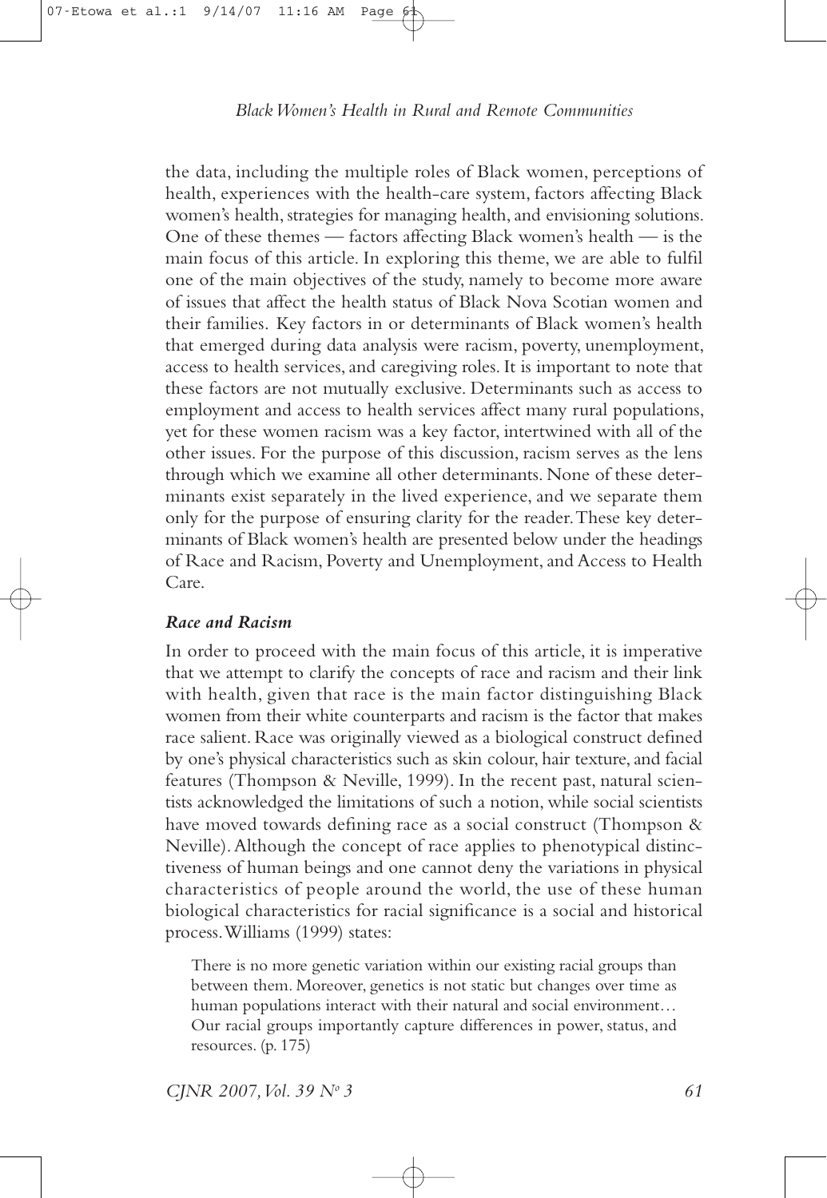the data, including the multiple roles of Black women, perceptions of health, experiences with the health-care system, factors affecting Black women's health, strategies for managing health, and envisioning solutions. One of these themes — factors affecting Black women's health — is the main focus of this article. In exploring this theme, we are able to fulfil one of the main objectives of the study, namely to become more aware of issues that affect the health status of Black Nova Scotian women and their families. Key factors in or determinants of Black women's health that emerged during data analysis were racism, poverty, unemployment, access to health services, and caregiving roles. It is important to note that these factors are not mutually exclusive. Determinants such as access to employment and access to health services affect many rural populations, yet for these women racism was a key factor, intertwined with all of the other issues. For the purpose of this discussion, racism serves as the lens through which we examine all other determinants. None of these determinants exist separately in the lived experience, and we separate them only for the purpose of ensuring clarity for the reader. These key determinants of Black women's health are presented below under the headings of Race and Racism, Poverty and Unemployment, and Access to Health Care.

### *Race and Racism*

In order to proceed with the main focus of this article, it is imperative that we attempt to clarify the concepts of race and racism and their link with health, given that race is the main factor distinguishing Black women from their white counterparts and racism is the factor that makes race salient. Race was originally viewed as a biological construct defined by one's physical characteristics such as skin colour, hair texture, and facial features (Thompson & Neville, 1999). In the recent past, natural scientists acknowledged the limitations of such a notion, while social scientists have moved towards defining race as a social construct (Thompson & Neville). Although the concept of race applies to phenotypical distinctiveness of human beings and one cannot deny the variations in physical characteristics of people around the world, the use of these human biological characteristics for racial significance is a social and historical process. Williams (1999) states:

> There is no more genetic variation within our existing racial groups than between them. Moreover, genetics is not static but changes over time as human populations interact with their natural and social environment… Our racial groups importantly capture differences in power, status, and resources. (p. 175)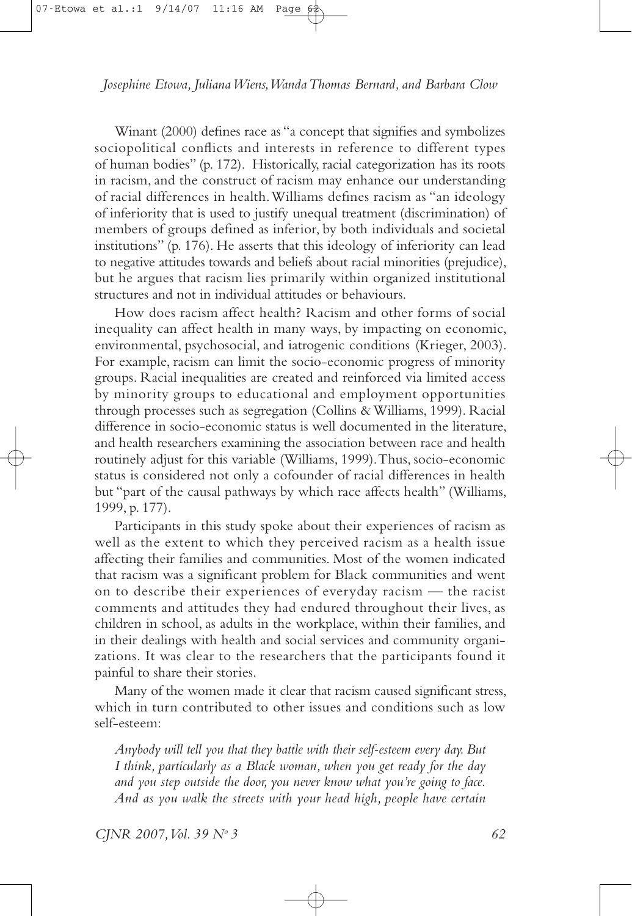Winant (2000) defines race as "a concept that signifies and symbolizes sociopolitical conflicts and interests in reference to different types of human bodies" (p. 172). Historically, racial categorization has its roots in racism, and the construct of racism may enhance our understanding of racial differences in health. Williams defines racism as "an ideology of inferiority that is used to justify unequal treatment (discrimination) of members of groups defined as inferior, by both individuals and societal institutions" (p. 176). He asserts that this ideology of inferiority can lead to negative attitudes towards and beliefs about racial minorities (prejudice), but he argues that racism lies primarily within organized institutional structures and not in individual attitudes or behaviours.

How does racism affect health? Racism and other forms of social inequality can affect health in many ways, by impacting on economic, environmental, psychosocial, and iatrogenic conditions (Krieger, 2003). For example, racism can limit the socio-economic progress of minority groups. Racial inequalities are created and reinforced via limited access by minority groups to educational and employment opportunities through processes such as segregation (Collins & Williams, 1999). Racial difference in socio-economic status is well documented in the literature, and health researchers examining the association between race and health routinely adjust for this variable (Williams, 1999). Thus, socio-economic status is considered not only a cofounder of racial differences in health but "part of the causal pathways by which race affects health" (Williams, 1999, p. 177).

Participants in this study spoke about their experiences of racism as well as the extent to which they perceived racism as a health issue affecting their families and communities. Most of the women indicated that racism was a significant problem for Black communities and went on to describe their experiences of everyday racism — the racist comments and attitudes they had endured throughout their lives, as children in school, as adults in the workplace, within their families, and in their dealings with health and social services and community organizations. It was clear to the researchers that the participants found it painful to share their stories.

Many of the women made it clear that racism caused significant stress, which in turn contributed to other issues and conditions such as low self-esteem:

> *Anybody will tell you that they battle with their self-esteem every day. But I think, particularly as a Black woman, when you get ready for the day and you step outside the door, you never know what you're going to face. And as you walk the streets with your head high, people have certain*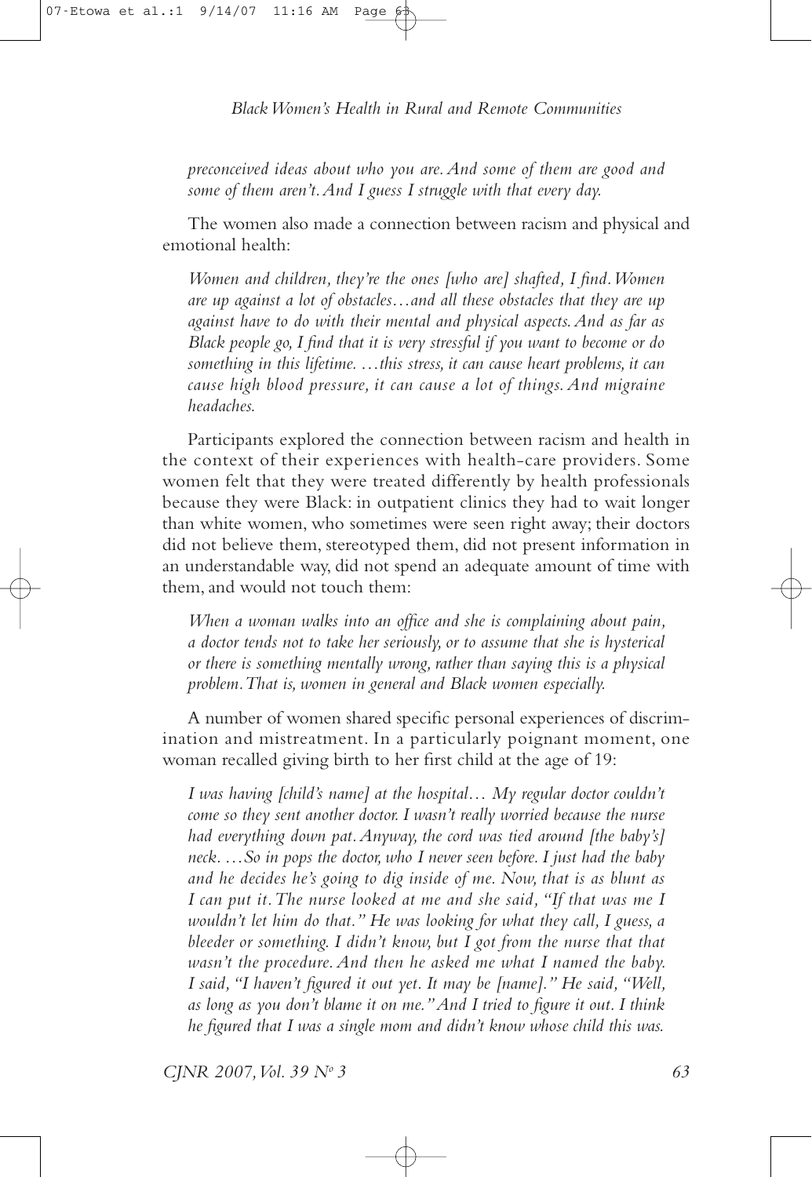*preconceived ideas about who you are. And some of them are good and some of them aren't. And I guess I struggle with that every day.*

The women also made a connection between racism and physical and emotional health:

> *Women and children, they're the ones [who are] shafted, I find. Women are up against a lot of obstacles…and all these obstacles that they are up against have to do with their mental and physical aspects. And as far as Black people go, I find that it is very stressful if you want to become or do something in this lifetime. …this stress, it can cause heart problems, it can cause high blood pressure, it can cause a lot of things. And migraine headaches.*

Participants explored the connection between racism and health in the context of their experiences with health-care providers. Some women felt that they were treated differently by health professionals because they were Black: in outpatient clinics they had to wait longer than white women, who sometimes were seen right away; their doctors did not believe them, stereotyped them, did not present information in an understandable way, did not spend an adequate amount of time with them, and would not touch them:

> *When a woman walks into an office and she is complaining about pain, a doctor tends not to take her seriously, or to assume that she is hysterical or there is something mentally wrong, rather than saying this is a physical problem. That is, women in general and Black women especially.*

A number of women shared specific personal experiences of discrimination and mistreatment. In a particularly poignant moment, one woman recalled giving birth to her first child at the age of 19:

> *I was having [child's name] at the hospital… My regular doctor couldn't come so they sent another doctor. I wasn't really worried because the nurse had everything down pat. Anyway, the cord was tied around [the baby's] neck. …So in pops the doctor, who I never seen before. I just had the baby and he decides he's going to dig inside of me. Now, that is as blunt as I can put it. The nurse looked at me and she said, "If that was me I wouldn't let him do that." He was looking for what they call, I guess, a bleeder or something. I didn't know, but I got from the nurse that that wasn't the procedure. And then he asked me what I named the baby. I said, "I haven't figured it out yet. It may be [name]." He said, "Well, as long as you don't blame it on me." And I tried to figure it out. I think he figured that I was a single mom and didn't know whose child this was.*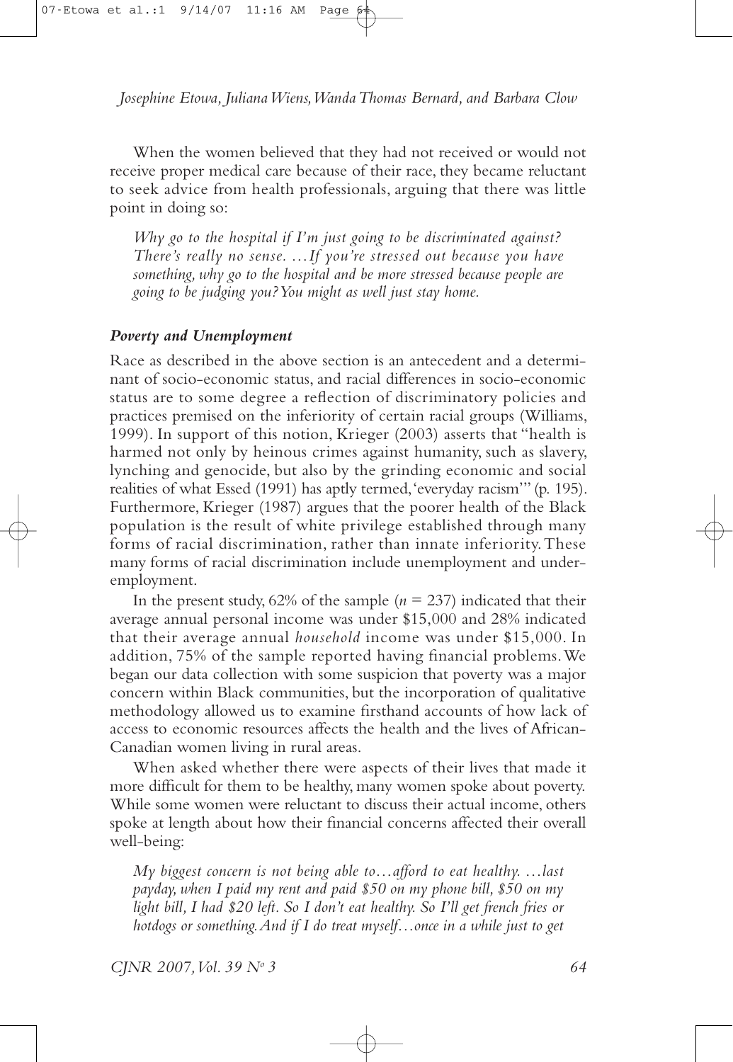When the women believed that they had not received or would not receive proper medical care because of their race, they became reluctant to seek advice from health professionals, arguing that there was little point in doing so:

> *Why go to the hospital if I'm just going to be discriminated against? There's really no sense. …If you're stressed out because you have something, why go to the hospital and be more stressed because people are going to be judging you? You might as well just stay home.*

### *Poverty and Unemployment*

Race as described in the above section is an antecedent and a determinant of socio-economic status, and racial differences in socio-economic status are to some degree a reflection of discriminatory policies and practices premised on the inferiority of certain racial groups (Williams, 1999). In support of this notion, Krieger (2003) asserts that "health is harmed not only by heinous crimes against humanity, such as slavery, lynching and genocide, but also by the grinding economic and social realities of what Essed (1991) has aptly termed, 'everyday racism'" (p. 195). Furthermore, Krieger (1987) argues that the poorer health of the Black population is the result of white privilege established through many forms of racial discrimination, rather than innate inferiority. These many forms of racial discrimination include unemployment and underemployment.

In the present study, 62% of the sample ($n = 237$) indicated that their average annual personal income was under $15,000 and 28% indicated that their average annual *household* income was under $15,000. In addition, 75% of the sample reported having financial problems. We began our data collection with some suspicion that poverty was a major concern within Black communities, but the incorporation of qualitative methodology allowed us to examine firsthand accounts of how lack of access to economic resources affects the health and the lives of African-Canadian women living in rural areas.

When asked whether there were aspects of their lives that made it more difficult for them to be healthy, many women spoke about poverty. While some women were reluctant to discuss their actual income, others spoke at length about how their financial concerns affected their overall well-being:

> *My biggest concern is not being able to…afford to eat healthy. …last payday, when I paid my rent and paid $50 on my phone bill, $50 on my light bill, I had $20 left. So I don't eat healthy. So I'll get french fries or hotdogs or something. And if I do treat myself…once in a while just to get*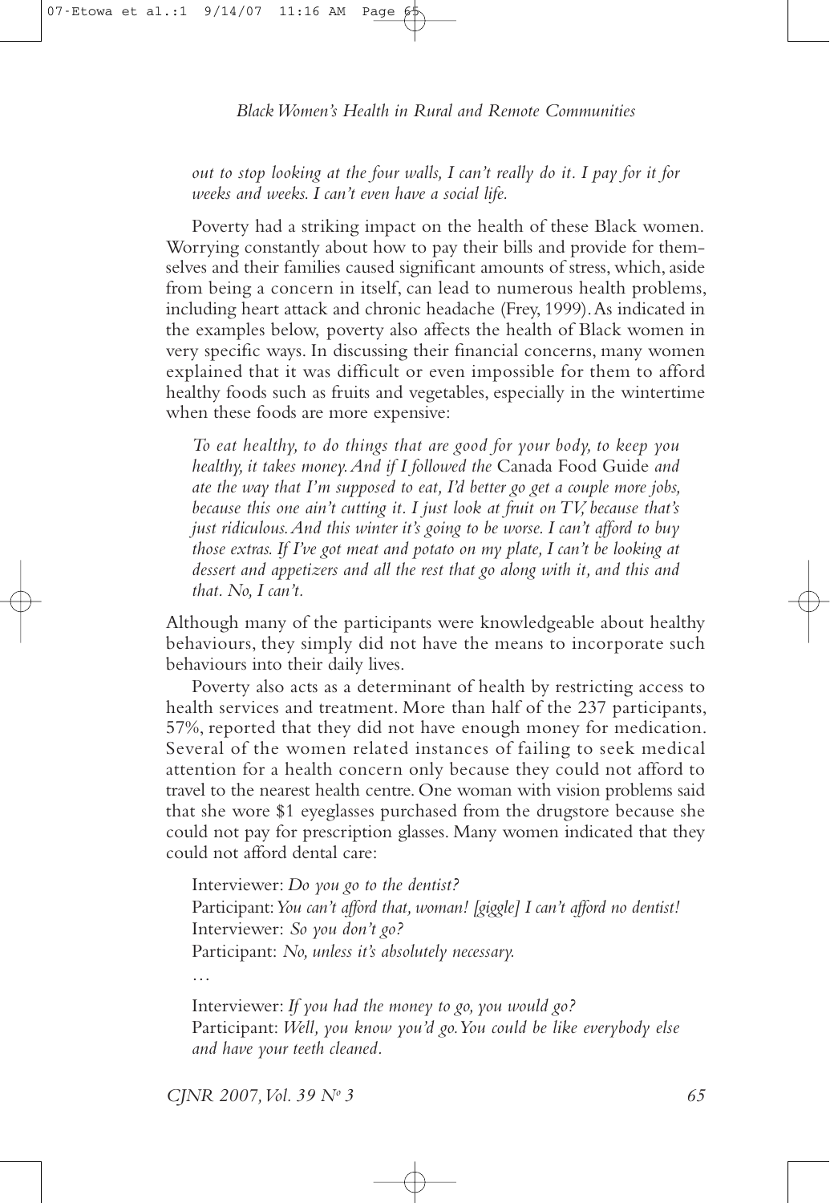*out to stop looking at the four walls, I can't really do it. I pay for it for weeks and weeks. I can't even have a social life.*

Poverty had a striking impact on the health of these Black women. Worrying constantly about how to pay their bills and provide for themselves and their families caused significant amounts of stress, which, aside from being a concern in itself, can lead to numerous health problems, including heart attack and chronic headache (Frey, 1999). As indicated in the examples below, poverty also affects the health of Black women in very specific ways. In discussing their financial concerns, many women explained that it was difficult or even impossible for them to afford healthy foods such as fruits and vegetables, especially in the wintertime when these foods are more expensive:

> *To eat healthy, to do things that are good for your body, to keep you healthy, it takes money. And if I followed the* Canada Food Guide *and ate the way that I'm supposed to eat, I'd better go get a couple more jobs, because this one ain't cutting it. I just look at fruit on TV, because that's just ridiculous. And this winter it's going to be worse. I can't afford to buy those extras. If I've got meat and potato on my plate, I can't be looking at dessert and appetizers and all the rest that go along with it, and this and that. No, I can't.*

Although many of the participants were knowledgeable about healthy behaviours, they simply did not have the means to incorporate such behaviours into their daily lives.

Poverty also acts as a determinant of health by restricting access to health services and treatment. More than half of the 237 participants, 57%, reported that they did not have enough money for medication. Several of the women related instances of failing to seek medical attention for a health concern only because they could not afford to travel to the nearest health centre. One woman with vision problems said that she wore $1 eyeglasses purchased from the drugstore because she could not pay for prescription glasses. Many women indicated that they could not afford dental care:

> Interviewer: *Do you go to the dentist?*
> Participant: *You can't afford that, woman! [giggle] I can't afford no dentist!*
> Interviewer: *So you don't go?*
> Participant: *No, unless it's absolutely necessary.*
> …
> Interviewer: *If you had the money to go, you would go?*
> Participant: *Well, you know you'd go. You could be like everybody else and have your teeth cleaned.*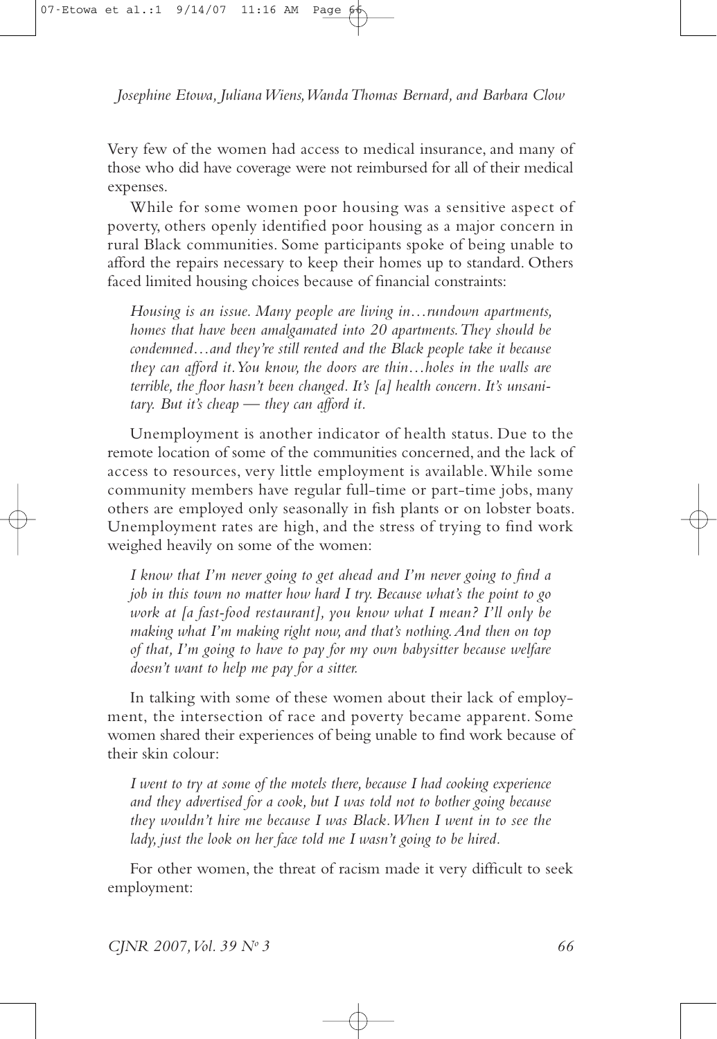Very few of the women had access to medical insurance, and many of those who did have coverage were not reimbursed for all of their medical expenses.

While for some women poor housing was a sensitive aspect of poverty, others openly identified poor housing as a major concern in rural Black communities. Some participants spoke of being unable to afford the repairs necessary to keep their homes up to standard. Others faced limited housing choices because of financial constraints:

> *Housing is an issue. Many people are living in…rundown apartments, homes that have been amalgamated into 20 apartments. They should be condemned…and they're still rented and the Black people take it because they can afford it. You know, the doors are thin…holes in the walls are terrible, the floor hasn't been changed. It's [a] health concern. It's unsanitary. But it's cheap — they can afford it.*

Unemployment is another indicator of health status. Due to the remote location of some of the communities concerned, and the lack of access to resources, very little employment is available. While some community members have regular full-time or part-time jobs, many others are employed only seasonally in fish plants or on lobster boats. Unemployment rates are high, and the stress of trying to find work weighed heavily on some of the women:

> *I know that I'm never going to get ahead and I'm never going to find a job in this town no matter how hard I try. Because what's the point to go work at [a fast-food restaurant], you know what I mean? I'll only be making what I'm making right now, and that's nothing. And then on top of that, I'm going to have to pay for my own babysitter because welfare doesn't want to help me pay for a sitter.*

In talking with some of these women about their lack of employment, the intersection of race and poverty became apparent. Some women shared their experiences of being unable to find work because of their skin colour:

> *I went to try at some of the motels there, because I had cooking experience and they advertised for a cook, but I was told not to bother going because they wouldn't hire me because I was Black. When I went in to see the lady, just the look on her face told me I wasn't going to be hired.*

For other women, the threat of racism made it very difficult to seek employment: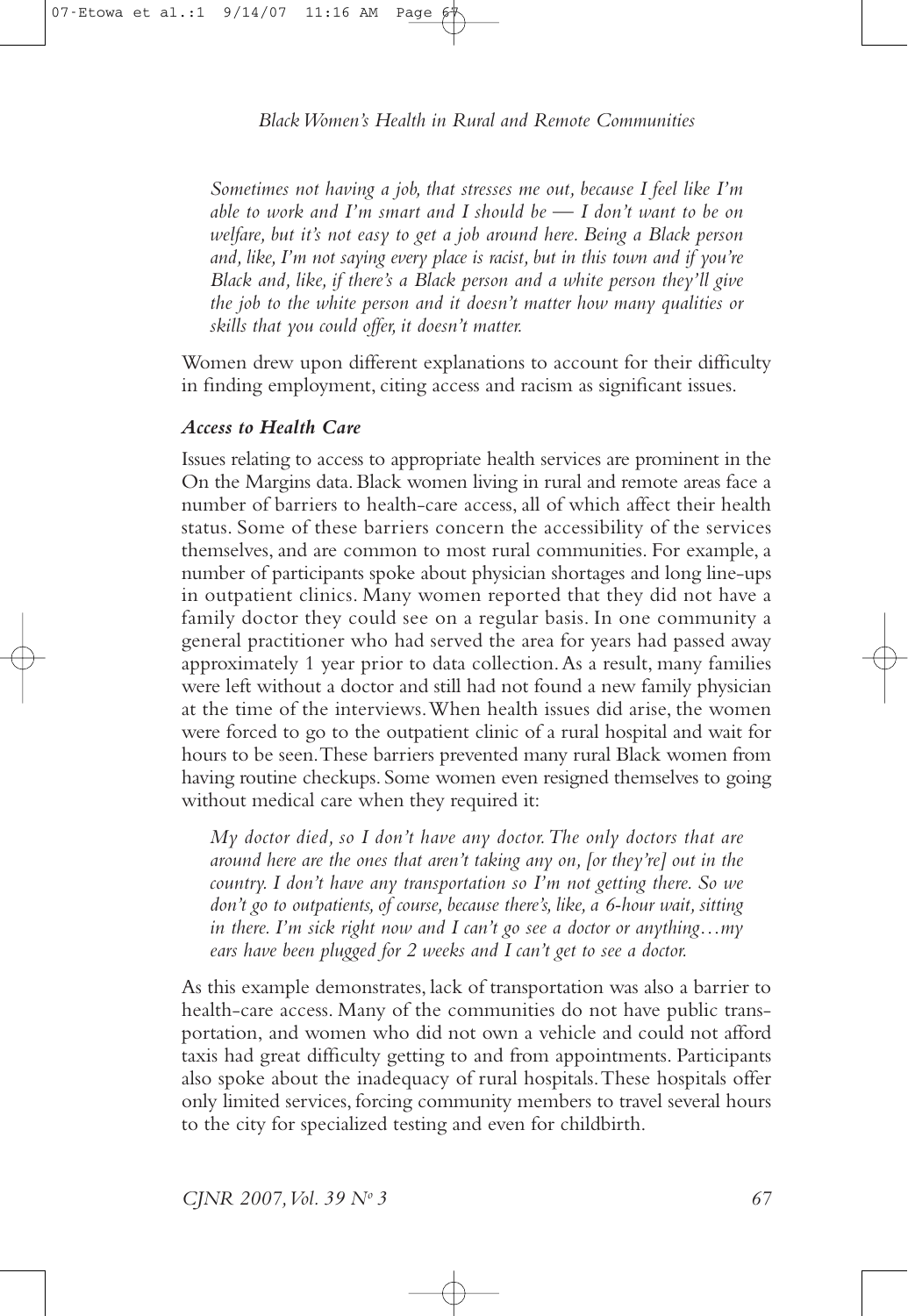*Sometimes not having a job, that stresses me out, because I feel like I'm able to work and I'm smart and I should be — I don't want to be on welfare, but it's not easy to get a job around here. Being a Black person and, like, I'm not saying every place is racist, but in this town and if you're Black and, like, if there's a Black person and a white person they'll give the job to the white person and it doesn't matter how many qualities or skills that you could offer, it doesn't matter.*

Women drew upon different explanations to account for their difficulty in finding employment, citing access and racism as significant issues.

### *Access to Health Care*

Issues relating to access to appropriate health services are prominent in the On the Margins data. Black women living in rural and remote areas face a number of barriers to health-care access, all of which affect their health status. Some of these barriers concern the accessibility of the services themselves, and are common to most rural communities. For example, a number of participants spoke about physician shortages and long line-ups in outpatient clinics. Many women reported that they did not have a family doctor they could see on a regular basis. In one community a general practitioner who had served the area for years had passed away approximately 1 year prior to data collection. As a result, many families were left without a doctor and still had not found a new family physician at the time of the interviews. When health issues did arise, the women were forced to go to the outpatient clinic of a rural hospital and wait for hours to be seen. These barriers prevented many rural Black women from having routine checkups. Some women even resigned themselves to going without medical care when they required it:

*My doctor died, so I don't have any doctor. The only doctors that are around here are the ones that aren't taking any on, [or they're] out in the country. I don't have any transportation so I'm not getting there. So we don't go to outpatients, of course, because there's, like, a 6-hour wait, sitting in there. I'm sick right now and I can't go see a doctor or anything…my ears have been plugged for 2 weeks and I can't get to see a doctor.*

As this example demonstrates, lack of transportation was also a barrier to health-care access. Many of the communities do not have public transportation, and women who did not own a vehicle and could not afford taxis had great difficulty getting to and from appointments. Participants also spoke about the inadequacy of rural hospitals. These hospitals offer only limited services, forcing community members to travel several hours to the city for specialized testing and even for childbirth.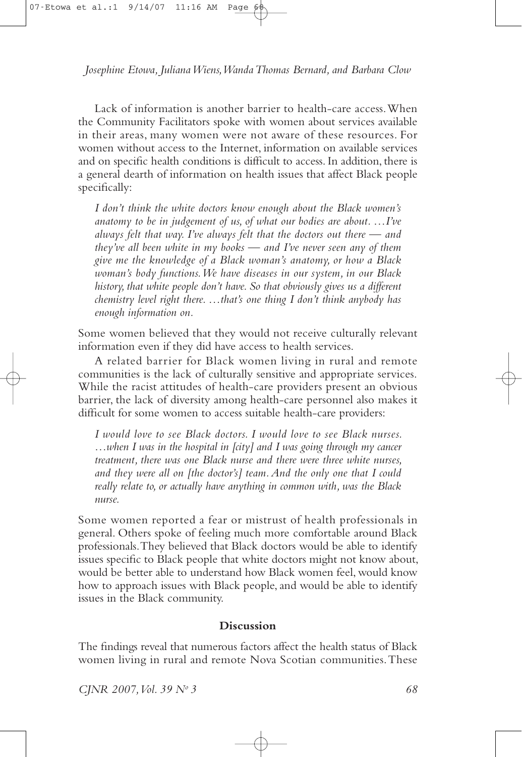Lack of information is another barrier to health-care access. When the Community Facilitators spoke with women about services available in their areas, many women were not aware of these resources. For women without access to the Internet, information on available services and on specific health conditions is difficult to access. In addition, there is a general dearth of information on health issues that affect Black people specifically:

> *I don't think the white doctors know enough about the Black women's anatomy to be in judgement of us, of what our bodies are about. …I've always felt that way. I've always felt that the doctors out there — and they've all been white in my books — and I've never seen any of them give me the knowledge of a Black woman's anatomy, or how a Black woman's body functions. We have diseases in our system, in our Black history, that white people don't have. So that obviously gives us a different chemistry level right there. …that's one thing I don't think anybody has enough information on.*

Some women believed that they would not receive culturally relevant information even if they did have access to health services.

A related barrier for Black women living in rural and remote communities is the lack of culturally sensitive and appropriate services. While the racist attitudes of health-care providers present an obvious barrier, the lack of diversity among health-care personnel also makes it difficult for some women to access suitable health-care providers:

> *I would love to see Black doctors. I would love to see Black nurses. …when I was in the hospital in [city] and I was going through my cancer treatment, there was one Black nurse and there were three white nurses, and they were all on [the doctor's] team. And the only one that I could really relate to, or actually have anything in common with, was the Black nurse.*

Some women reported a fear or mistrust of health professionals in general. Others spoke of feeling much more comfortable around Black professionals. They believed that Black doctors would be able to identify issues specific to Black people that white doctors might not know about, would be better able to understand how Black women feel, would know how to approach issues with Black people, and would be able to identify issues in the Black community.

## Discussion

The findings reveal that numerous factors affect the health status of Black women living in rural and remote Nova Scotian communities. These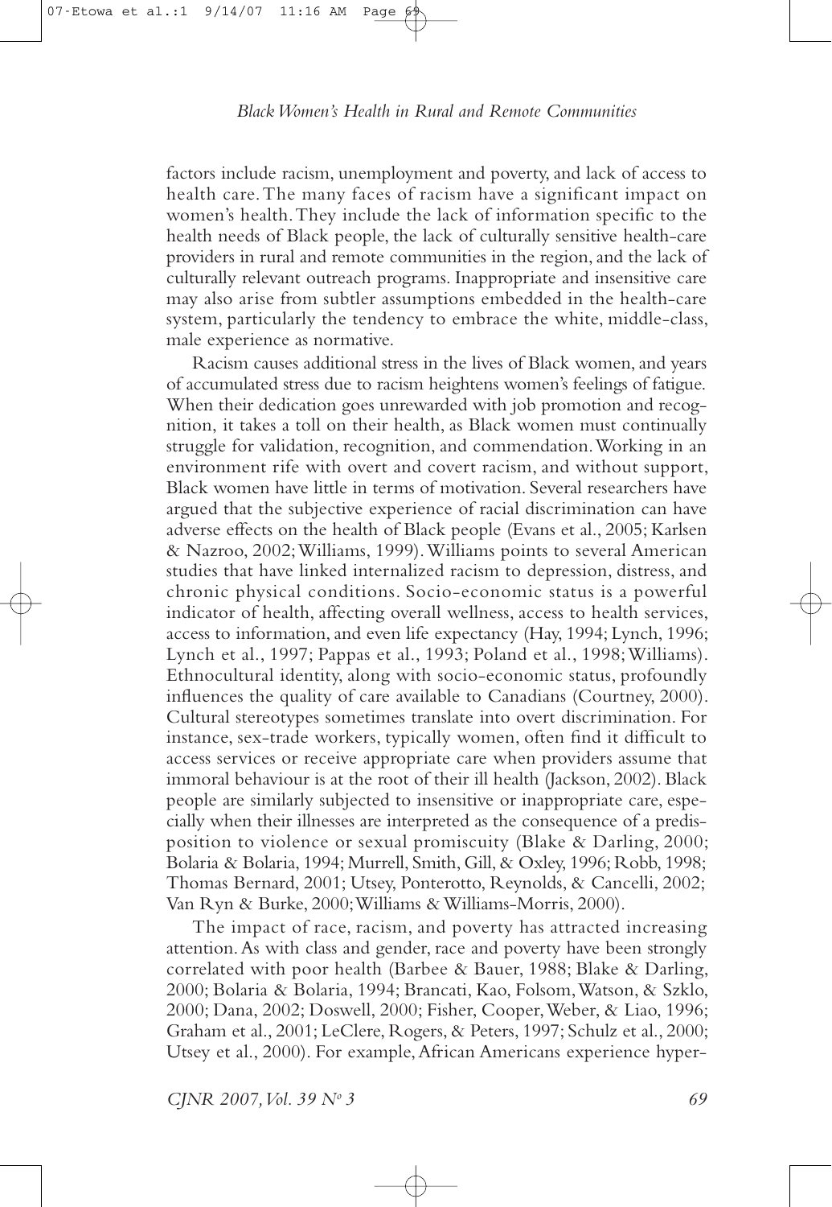factors include racism, unemployment and poverty, and lack of access to health care. The many faces of racism have a significant impact on women's health. They include the lack of information specific to the health needs of Black people, the lack of culturally sensitive health-care providers in rural and remote communities in the region, and the lack of culturally relevant outreach programs. Inappropriate and insensitive care may also arise from subtler assumptions embedded in the health-care system, particularly the tendency to embrace the white, middle-class, male experience as normative.

Racism causes additional stress in the lives of Black women, and years of accumulated stress due to racism heightens women's feelings of fatigue. When their dedication goes unrewarded with job promotion and recognition, it takes a toll on their health, as Black women must continually struggle for validation, recognition, and commendation. Working in an environment rife with overt and covert racism, and without support, Black women have little in terms of motivation. Several researchers have argued that the subjective experience of racial discrimination can have adverse effects on the health of Black people (Evans et al., 2005; Karlsen & Nazroo, 2002; Williams, 1999). Williams points to several American studies that have linked internalized racism to depression, distress, and chronic physical conditions. Socio-economic status is a powerful indicator of health, affecting overall wellness, access to health services, access to information, and even life expectancy (Hay, 1994; Lynch, 1996; Lynch et al., 1997; Pappas et al., 1993; Poland et al., 1998; Williams). Ethnocultural identity, along with socio-economic status, profoundly influences the quality of care available to Canadians (Courtney, 2000). Cultural stereotypes sometimes translate into overt discrimination. For instance, sex-trade workers, typically women, often find it difficult to access services or receive appropriate care when providers assume that immoral behaviour is at the root of their ill health (Jackson, 2002). Black people are similarly subjected to insensitive or inappropriate care, especially when their illnesses are interpreted as the consequence of a predisposition to violence or sexual promiscuity (Blake & Darling, 2000; Bolaria & Bolaria, 1994; Murrell, Smith, Gill, & Oxley, 1996; Robb, 1998; Thomas Bernard, 2001; Utsey, Ponterotto, Reynolds, & Cancelli, 2002; Van Ryn & Burke, 2000; Williams & Williams-Morris, 2000).

The impact of race, racism, and poverty has attracted increasing attention. As with class and gender, race and poverty have been strongly correlated with poor health (Barbee & Bauer, 1988; Blake & Darling, 2000; Bolaria & Bolaria, 1994; Brancati, Kao, Folsom, Watson, & Szklo, 2000; Dana, 2002; Doswell, 2000; Fisher, Cooper, Weber, & Liao, 1996; Graham et al., 2001; LeClere, Rogers, & Peters, 1997; Schulz et al., 2000; Utsey et al., 2000). For example, African Americans experience hyper-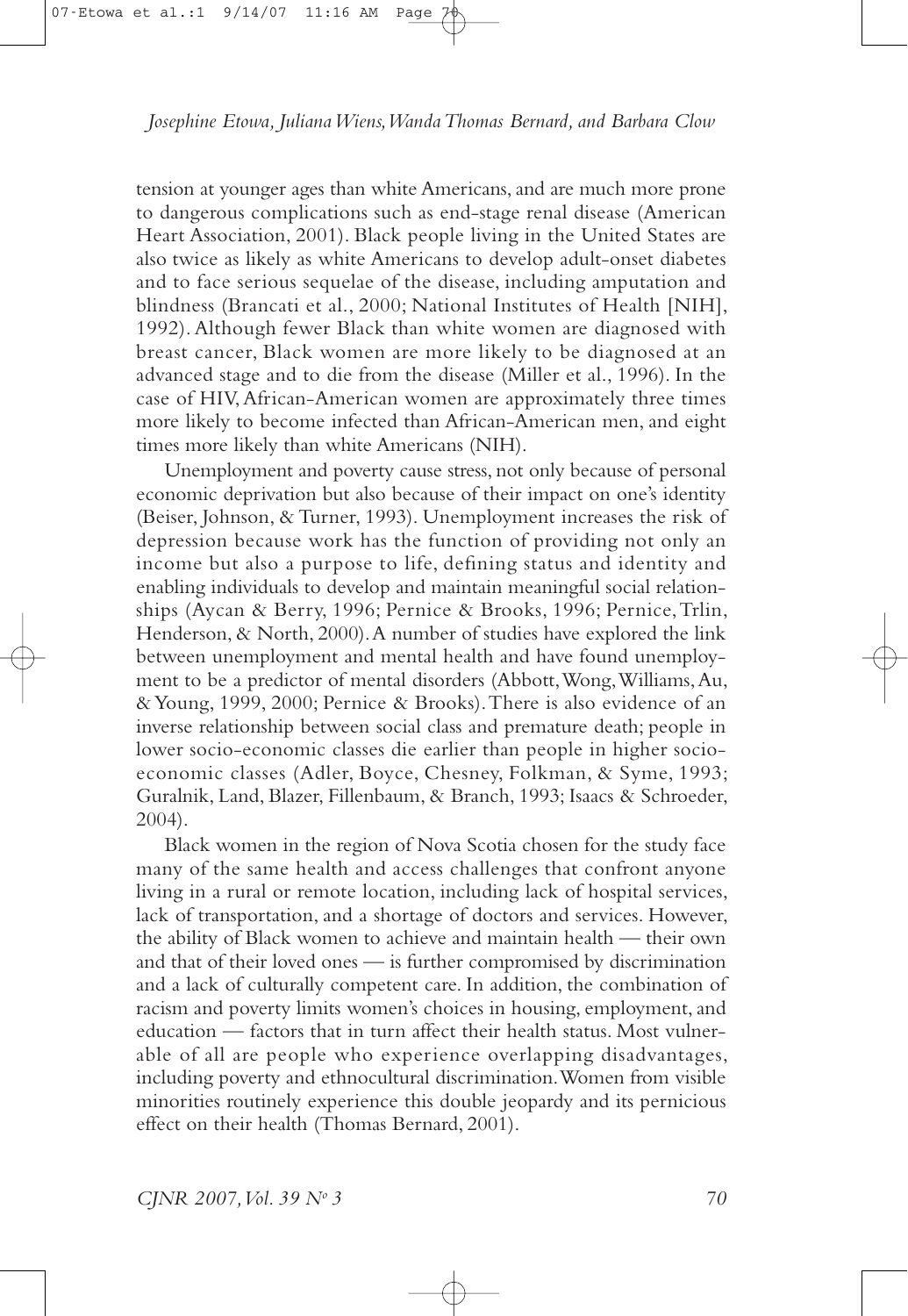tension at younger ages than white Americans, and are much more prone to dangerous complications such as end-stage renal disease (American Heart Association, 2001). Black people living in the United States are also twice as likely as white Americans to develop adult-onset diabetes and to face serious sequelae of the disease, including amputation and blindness (Brancati et al., 2000; National Institutes of Health [NIH], 1992). Although fewer Black than white women are diagnosed with breast cancer, Black women are more likely to be diagnosed at an advanced stage and to die from the disease (Miller et al., 1996). In the case of HIV, African-American women are approximately three times more likely to become infected than African-American men, and eight times more likely than white Americans (NIH).

Unemployment and poverty cause stress, not only because of personal economic deprivation but also because of their impact on one's identity (Beiser, Johnson, & Turner, 1993). Unemployment increases the risk of depression because work has the function of providing not only an income but also a purpose to life, defining status and identity and enabling individuals to develop and maintain meaningful social relationships (Aycan & Berry, 1996; Pernice & Brooks, 1996; Pernice, Trlin, Henderson, & North, 2000). A number of studies have explored the link between unemployment and mental health and have found unemployment to be a predictor of mental disorders (Abbott, Wong, Williams, Au, & Young, 1999, 2000; Pernice & Brooks). There is also evidence of an inverse relationship between social class and premature death; people in lower socio-economic classes die earlier than people in higher socio-economic classes (Adler, Boyce, Chesney, Folkman, & Syme, 1993; Guralnik, Land, Blazer, Fillenbaum, & Branch, 1993; Isaacs & Schroeder, 2004).

Black women in the region of Nova Scotia chosen for the study face many of the same health and access challenges that confront anyone living in a rural or remote location, including lack of hospital services, lack of transportation, and a shortage of doctors and services. However, the ability of Black women to achieve and maintain health — their own and that of their loved ones — is further compromised by discrimination and a lack of culturally competent care. In addition, the combination of racism and poverty limits women's choices in housing, employment, and education — factors that in turn affect their health status. Most vulnerable of all are people who experience overlapping disadvantages, including poverty and ethnocultural discrimination. Women from visible minorities routinely experience this double jeopardy and its pernicious effect on their health (Thomas Bernard, 2001).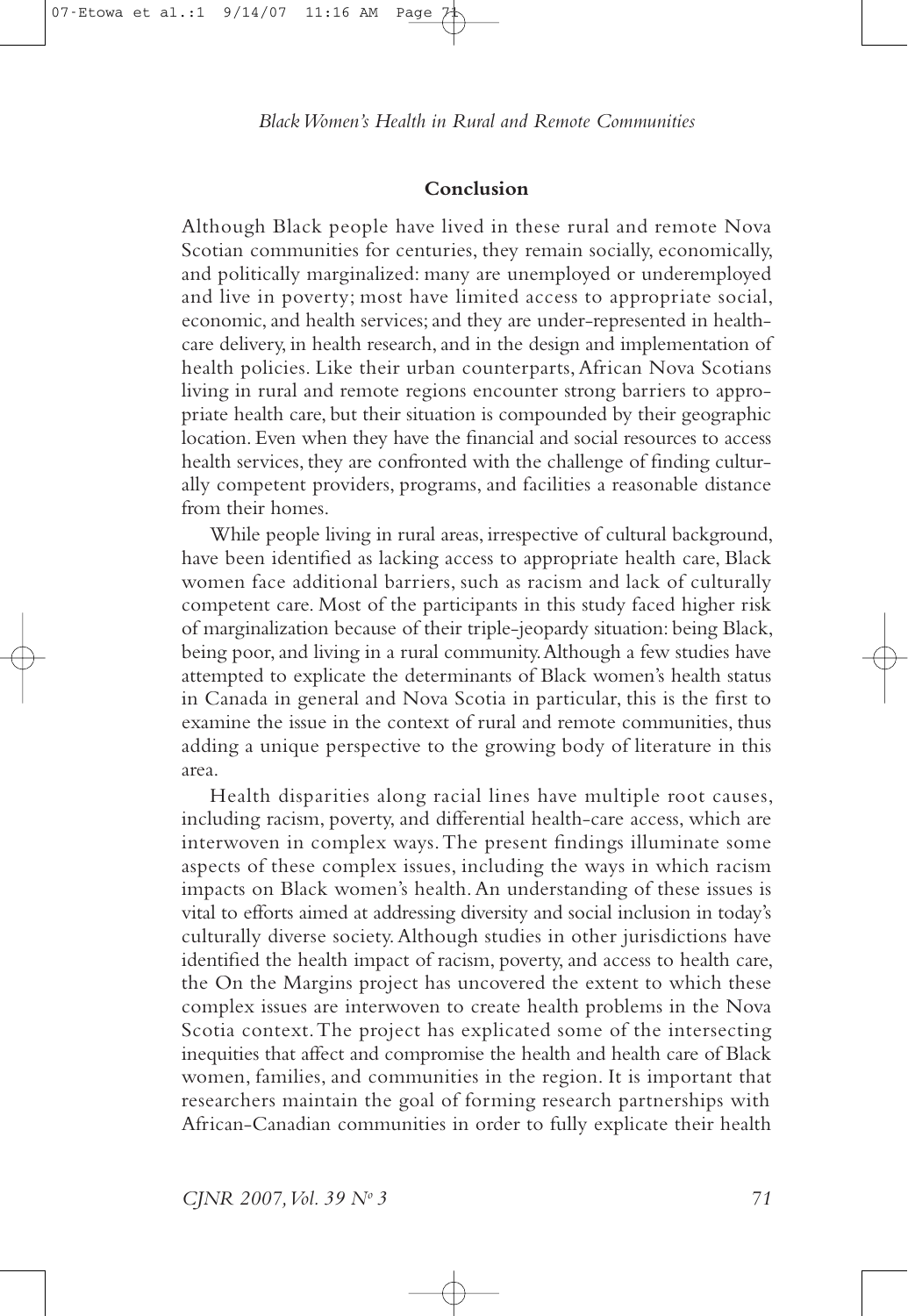## Conclusion

Although Black people have lived in these rural and remote Nova Scotian communities for centuries, they remain socially, economically, and politically marginalized: many are unemployed or underemployed and live in poverty; most have limited access to appropriate social, economic, and health services; and they are under-represented in health-care delivery, in health research, and in the design and implementation of health policies. Like their urban counterparts, African Nova Scotians living in rural and remote regions encounter strong barriers to appropriate health care, but their situation is compounded by their geographic location. Even when they have the financial and social resources to access health services, they are confronted with the challenge of finding culturally competent providers, programs, and facilities a reasonable distance from their homes.

While people living in rural areas, irrespective of cultural background, have been identified as lacking access to appropriate health care, Black women face additional barriers, such as racism and lack of culturally competent care. Most of the participants in this study faced higher risk of marginalization because of their triple-jeopardy situation: being Black, being poor, and living in a rural community. Although a few studies have attempted to explicate the determinants of Black women's health status in Canada in general and Nova Scotia in particular, this is the first to examine the issue in the context of rural and remote communities, thus adding a unique perspective to the growing body of literature in this area.

Health disparities along racial lines have multiple root causes, including racism, poverty, and differential health-care access, which are interwoven in complex ways. The present findings illuminate some aspects of these complex issues, including the ways in which racism impacts on Black women's health. An understanding of these issues is vital to efforts aimed at addressing diversity and social inclusion in today's culturally diverse society. Although studies in other jurisdictions have identified the health impact of racism, poverty, and access to health care, the On the Margins project has uncovered the extent to which these complex issues are interwoven to create health problems in the Nova Scotia context. The project has explicated some of the intersecting inequities that affect and compromise the health and health care of Black women, families, and communities in the region. It is important that researchers maintain the goal of forming research partnerships with African-Canadian communities in order to fully explicate their health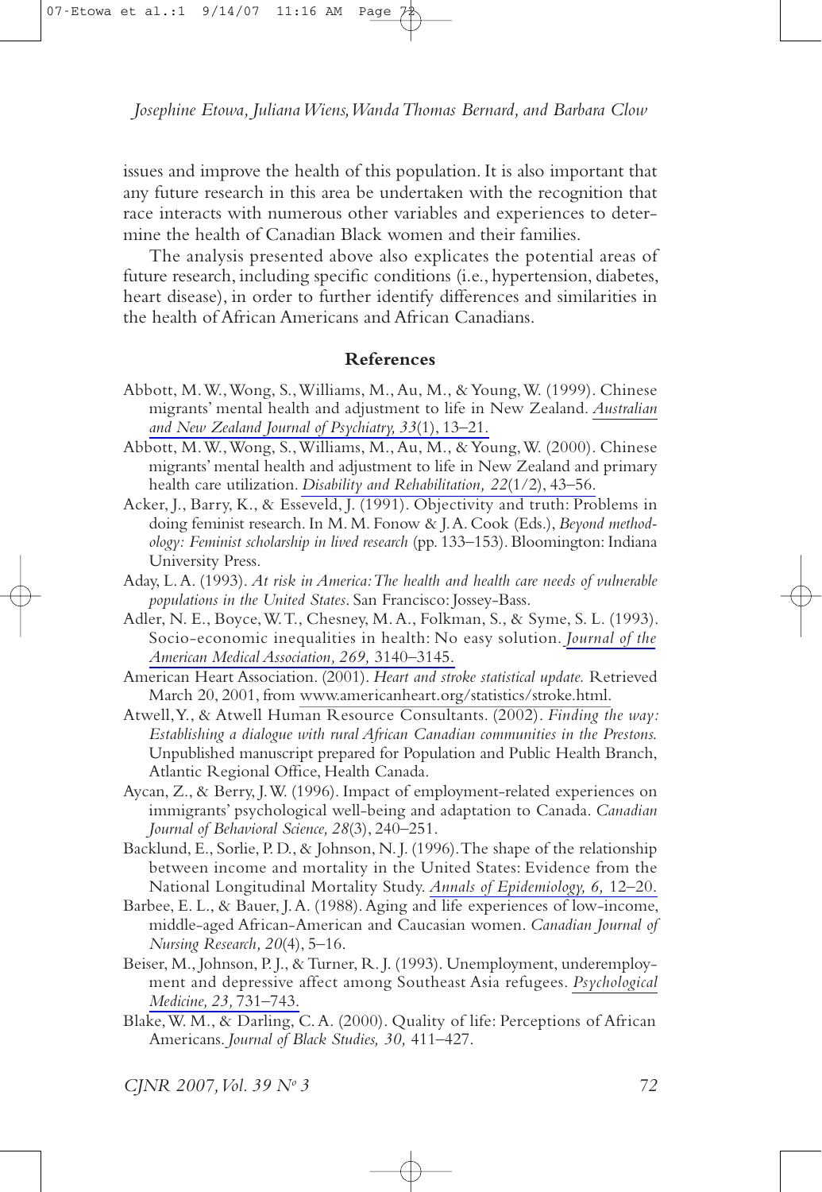issues and improve the health of this population. It is also important that any future research in this area be undertaken with the recognition that race interacts with numerous other variables and experiences to determine the health of Canadian Black women and their families.

The analysis presented above also explicates the potential areas of future research, including specific conditions (i.e., hypertension, diabetes, heart disease), in order to further identify differences and similarities in the health of African Americans and African Canadians.

## References

Abbott, M. W., Wong, S., Williams, M., Au, M., & Young, W. (1999). Chinese migrants' mental health and adjustment to life in New Zealand. *Australian and New Zealand Journal of Psychiatry, 33*(1), 13–21.

Abbott, M. W., Wong, S., Williams, M., Au, M., & Young, W. (2000). Chinese migrants' mental health and adjustment to life in New Zealand and primary health care utilization. *Disability and Rehabilitation, 22*(1/2), 43–56.

Acker, J., Barry, K., & Esseveld, J. (1991). Objectivity and truth: Problems in doing feminist research. In M. M. Fonow & J. A. Cook (Eds.), *Beyond methodology: Feminist scholarship in lived research* (pp. 133–153). Bloomington: Indiana University Press.

Aday, L. A. (1993). *At risk in America: The health and health care needs of vulnerable populations in the United States*. San Francisco: Jossey-Bass.

Adler, N. E., Boyce, W. T., Chesney, M. A., Folkman, S., & Syme, S. L. (1993). Socio-economic inequalities in health: No easy solution. *Journal of the American Medical Association, 269,* 3140–3145.

American Heart Association. (2001). *Heart and stroke statistical update.* Retrieved March 20, 2001, from www.americanheart.org/statistics/stroke.html.

Atwell, Y., & Atwell Human Resource Consultants. (2002). *Finding the way: Establishing a dialogue with rural African Canadian communities in the Prestons.* Unpublished manuscript prepared for Population and Public Health Branch, Atlantic Regional Office, Health Canada.

Aycan, Z., & Berry, J. W. (1996). Impact of employment-related experiences on immigrants' psychological well-being and adaptation to Canada. *Canadian Journal of Behavioral Science, 28*(3), 240–251.

Backlund, E., Sorlie, P. D., & Johnson, N. J. (1996). The shape of the relationship between income and mortality in the United States: Evidence from the National Longitudinal Mortality Study. *Annals of Epidemiology, 6,* 12–20.

Barbee, E. L., & Bauer, J. A. (1988). Aging and life experiences of low-income, middle-aged African-American and Caucasian women. *Canadian Journal of Nursing Research, 20*(4), 5–16.

Beiser, M., Johnson, P. J., & Turner, R. J. (1993). Unemployment, underemployment and depressive affect among Southeast Asia refugees. *Psychological Medicine, 23,* 731–743.

Blake, W. M., & Darling, C. A. (2000). Quality of life: Perceptions of African Americans. *Journal of Black Studies, 30,* 411–427.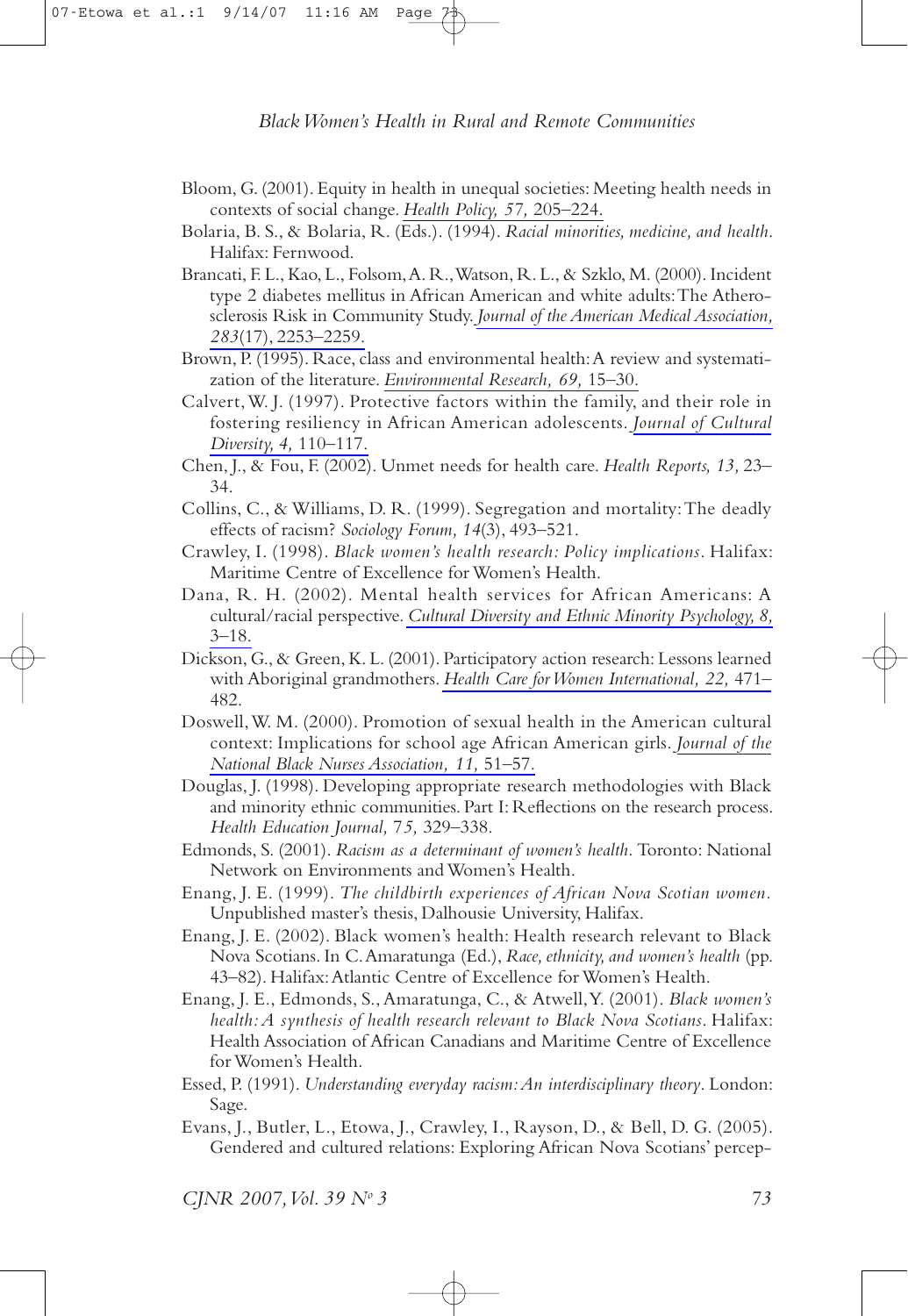Bloom, G. (2001). Equity in health in unequal societies: Meeting health needs in contexts of social change. *Health Policy, 57,* 205–224.

Bolaria, B. S., & Bolaria, R. (Eds.). (1994). *Racial minorities, medicine, and health.* Halifax: Fernwood.

Brancati, F. L., Kao, L., Folsom, A. R., Watson, R. L., & Szklo, M. (2000). Incident type 2 diabetes mellitus in African American and white adults: The Atherosclerosis Risk in Community Study. *Journal of the American Medical Association, 283*(17), 2253–2259.

Brown, P. (1995). Race, class and environmental health: A review and systematization of the literature. *Environmental Research, 69,* 15–30.

Calvert, W. J. (1997). Protective factors within the family, and their role in fostering resiliency in African American adolescents. *Journal of Cultural Diversity, 4,* 110–117.

Chen, J., & Fou, F. (2002). Unmet needs for health care. *Health Reports, 13,* 23–34.

Collins, C., & Williams, D. R. (1999). Segregation and mortality: The deadly effects of racism? *Sociology Forum, 14*(3), 493–521.

Crawley, I. (1998). *Black women's health research: Policy implications*. Halifax: Maritime Centre of Excellence for Women's Health.

Dana, R. H. (2002). Mental health services for African Americans: A cultural/racial perspective. *Cultural Diversity and Ethnic Minority Psychology, 8,* 3–18.

Dickson, G., & Green, K. L. (2001). Participatory action research: Lessons learned with Aboriginal grandmothers. *Health Care for Women International, 22,* 471–482.

Doswell, W. M. (2000). Promotion of sexual health in the American cultural context: Implications for school age African American girls. *Journal of the National Black Nurses Association, 11,* 51–57.

Douglas, J. (1998). Developing appropriate research methodologies with Black and minority ethnic communities. Part I: Reflections on the research process. *Health Education Journal, 75,* 329–338.

Edmonds, S. (2001). *Racism as a determinant of women's health.* Toronto: National Network on Environments and Women's Health.

Enang, J. E. (1999). *The childbirth experiences of African Nova Scotian women.* Unpublished master's thesis, Dalhousie University, Halifax.

Enang, J. E. (2002). Black women's health: Health research relevant to Black Nova Scotians. In C. Amaratunga (Ed.), *Race, ethnicity, and women's health* (pp. 43–82). Halifax: Atlantic Centre of Excellence for Women's Health.

Enang, J. E., Edmonds, S., Amaratunga, C., & Atwell, Y. (2001). *Black women's health: A synthesis of health research relevant to Black Nova Scotians*. Halifax: Health Association of African Canadians and Maritime Centre of Excellence for Women's Health.

Essed, P. (1991). *Understanding everyday racism: An interdisciplinary theory*. London: Sage.

Evans, J., Butler, L., Etowa, J., Crawley, I., Rayson, D., & Bell, D. G. (2005). Gendered and cultured relations: Exploring African Nova Scotians' percep-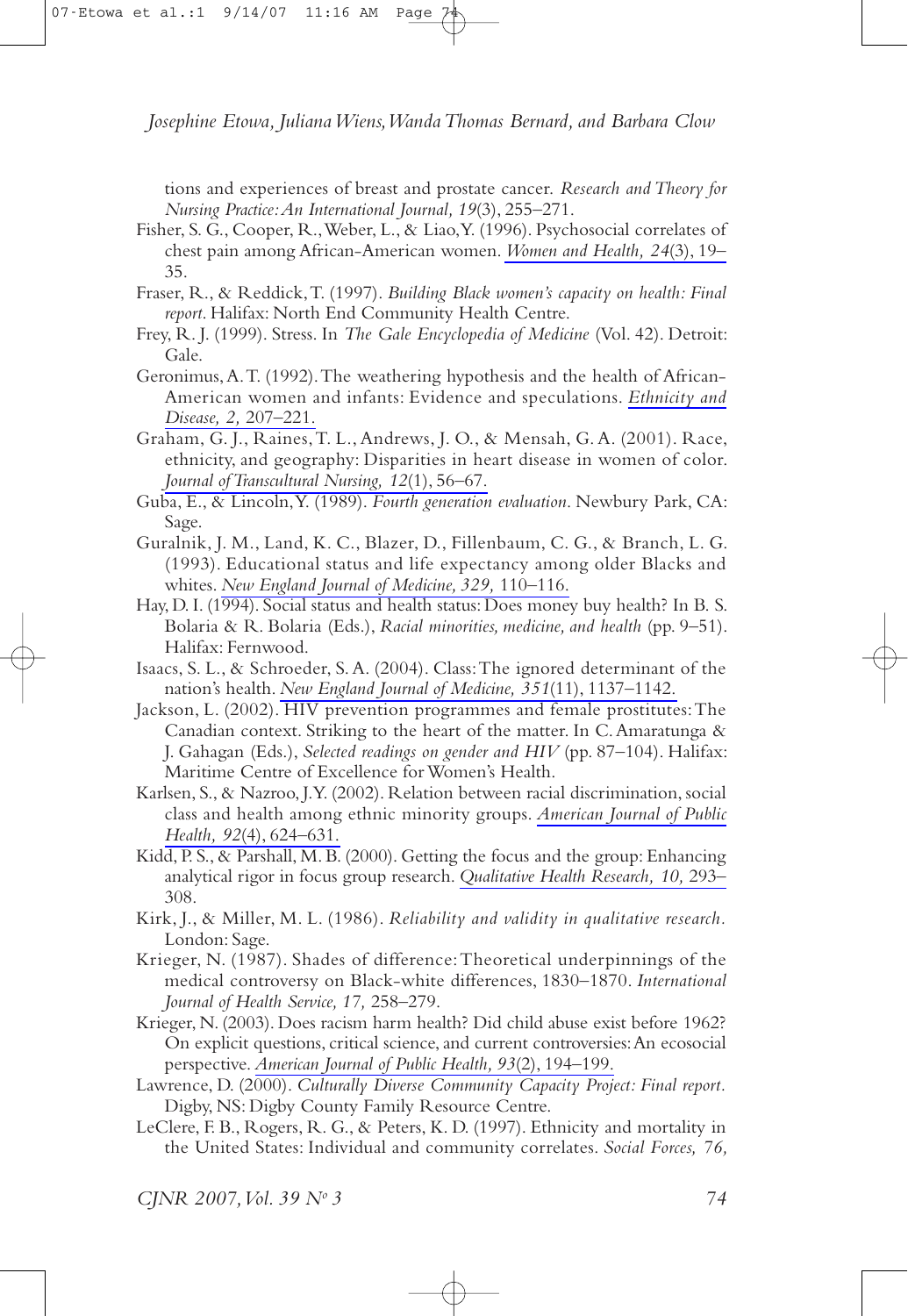tions and experiences of breast and prostate cancer. *Research and Theory for Nursing Practice: An International Journal, 19*(3), 255–271.

Fisher, S. G., Cooper, R., Weber, L., & Liao, Y. (1996). Psychosocial correlates of chest pain among African-American women. *Women and Health, 24*(3), 19–35.

Fraser, R., & Reddick, T. (1997). *Building Black women's capacity on health: Final report*. Halifax: North End Community Health Centre.

Frey, R. J. (1999). Stress. In *The Gale Encyclopedia of Medicine* (Vol. 42). Detroit: Gale.

Geronimus, A. T. (1992). The weathering hypothesis and the health of African-American women and infants: Evidence and speculations. *Ethnicity and Disease, 2,* 207–221.

Graham, G. J., Raines, T. L., Andrews, J. O., & Mensah, G. A. (2001). Race, ethnicity, and geography: Disparities in heart disease in women of color. *Journal of Transcultural Nursing, 12*(1), 56–67.

Guba, E., & Lincoln, Y. (1989). *Fourth generation evaluation*. Newbury Park, CA: Sage.

Guralnik, J. M., Land, K. C., Blazer, D., Fillenbaum, C. G., & Branch, L. G. (1993). Educational status and life expectancy among older Blacks and whites. *New England Journal of Medicine, 329,* 110–116.

Hay, D. I. (1994). Social status and health status: Does money buy health? In B. S. Bolaria & R. Bolaria (Eds.), *Racial minorities, medicine, and health* (pp. 9–51). Halifax: Fernwood.

Isaacs, S. L., & Schroeder, S. A. (2004). Class: The ignored determinant of the nation's health. *New England Journal of Medicine, 351*(11), 1137–1142.

Jackson, L. (2002). HIV prevention programmes and female prostitutes: The Canadian context. Striking to the heart of the matter. In C. Amaratunga & J. Gahagan (Eds.), *Selected readings on gender and HIV* (pp. 87–104). Halifax: Maritime Centre of Excellence for Women's Health.

Karlsen, S., & Nazroo, J. Y. (2002). Relation between racial discrimination, social class and health among ethnic minority groups. *American Journal of Public Health, 92*(4), 624–631.

Kidd, P. S., & Parshall, M. B. (2000). Getting the focus and the group: Enhancing analytical rigor in focus group research. *Qualitative Health Research, 10,* 293–308.

Kirk, J., & Miller, M. L. (1986). *Reliability and validity in qualitative research*. London: Sage.

Krieger, N. (1987). Shades of difference: Theoretical underpinnings of the medical controversy on Black-white differences, 1830–1870. *International Journal of Health Service, 17,* 258–279.

Krieger, N. (2003). Does racism harm health? Did child abuse exist before 1962? On explicit questions, critical science, and current controversies: An ecosocial perspective. *American Journal of Public Health, 93*(2), 194–199.

Lawrence, D. (2000). *Culturally Diverse Community Capacity Project: Final report*. Digby, NS: Digby County Family Resource Centre.

LeClere, F. B., Rogers, R. G., & Peters, K. D. (1997). Ethnicity and mortality in the United States: Individual and community correlates. *Social Forces, 76,*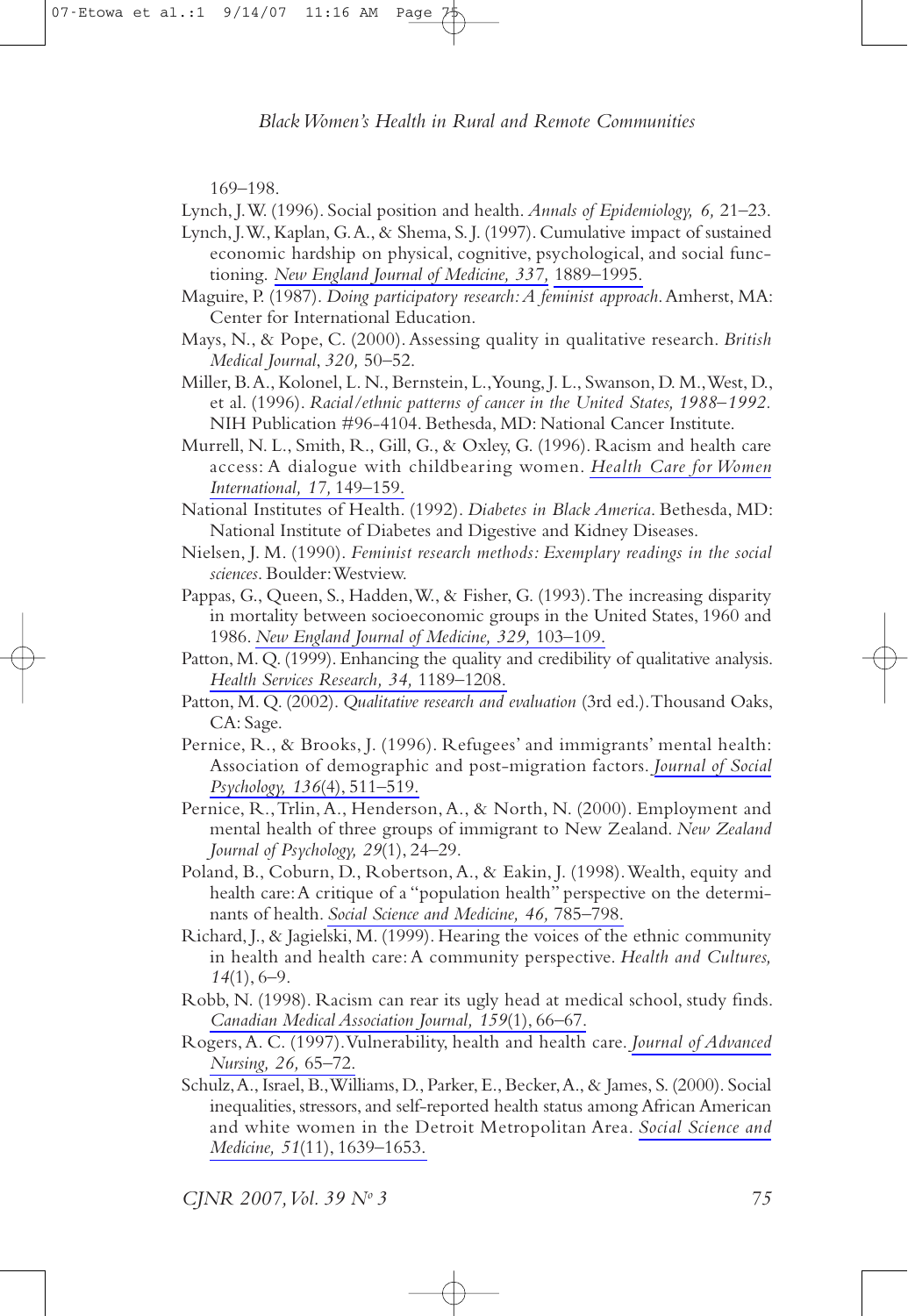169–198.

Lynch, J.W. (1996). Social position and health. *Annals of Epidemiology, 6,* 21–23.

Lynch, J.W., Kaplan, G.A., & Shema, S.J. (1997). Cumulative impact of sustained economic hardship on physical, cognitive, psychological, and social functioning. *New England Journal of Medicine, 337,* 1889–1995.

Maguire, P. (1987). *Doing participatory research: A feminist approach.* Amherst, MA: Center for International Education.

Mays, N., & Pope, C. (2000). Assessing quality in qualitative research. *British Medical Journal*, *320,* 50–52.

Miller, B.A., Kolonel, L.N., Bernstein, L., Young, J.L., Swanson, D.M., West, D., et al. (1996). *Racial/ethnic patterns of cancer in the United States, 1988–1992.* NIH Publication #96-4104. Bethesda, MD: National Cancer Institute.

Murrell, N.L., Smith, R., Gill, G., & Oxley, G. (1996). Racism and health care access: A dialogue with childbearing women. *Health Care for Women International, 17,* 149–159.

National Institutes of Health. (1992). *Diabetes in Black America.* Bethesda, MD: National Institute of Diabetes and Digestive and Kidney Diseases.

Nielsen, J.M. (1990). *Feminist research methods: Exemplary readings in the social sciences.* Boulder: Westview.

Pappas, G., Queen, S., Hadden, W., & Fisher, G. (1993). The increasing disparity in mortality between socioeconomic groups in the United States, 1960 and 1986. *New England Journal of Medicine, 329,* 103–109.

Patton, M.Q. (1999). Enhancing the quality and credibility of qualitative analysis. *Health Services Research, 34,* 1189–1208.

Patton, M.Q. (2002). *Qualitative research and evaluation* (3rd ed.). Thousand Oaks, CA: Sage.

Pernice, R., & Brooks, J. (1996). Refugees' and immigrants' mental health: Association of demographic and post-migration factors. *Journal of Social Psychology, 136*(4), 511–519.

Pernice, R., Trlin, A., Henderson, A., & North, N. (2000). Employment and mental health of three groups of immigrant to New Zealand. *New Zealand Journal of Psychology, 29*(1), 24–29.

Poland, B., Coburn, D., Robertson, A., & Eakin, J. (1998). Wealth, equity and health care: A critique of a "population health" perspective on the determinants of health. *Social Science and Medicine, 46,* 785–798.

Richard, J., & Jagielski, M. (1999). Hearing the voices of the ethnic community in health and health care: A community perspective. *Health and Cultures, 14*(1), 6–9.

Robb, N. (1998). Racism can rear its ugly head at medical school, study finds. *Canadian Medical Association Journal, 159*(1), 66–67.

Rogers, A.C. (1997). Vulnerability, health and health care. *Journal of Advanced Nursing, 26,* 65–72.

Schulz, A., Israel, B., Williams, D., Parker, E., Becker, A., & James, S. (2000). Social inequalities, stressors, and self-reported health status among African American and white women in the Detroit Metropolitan Area. *Social Science and Medicine, 51*(11), 1639–1653.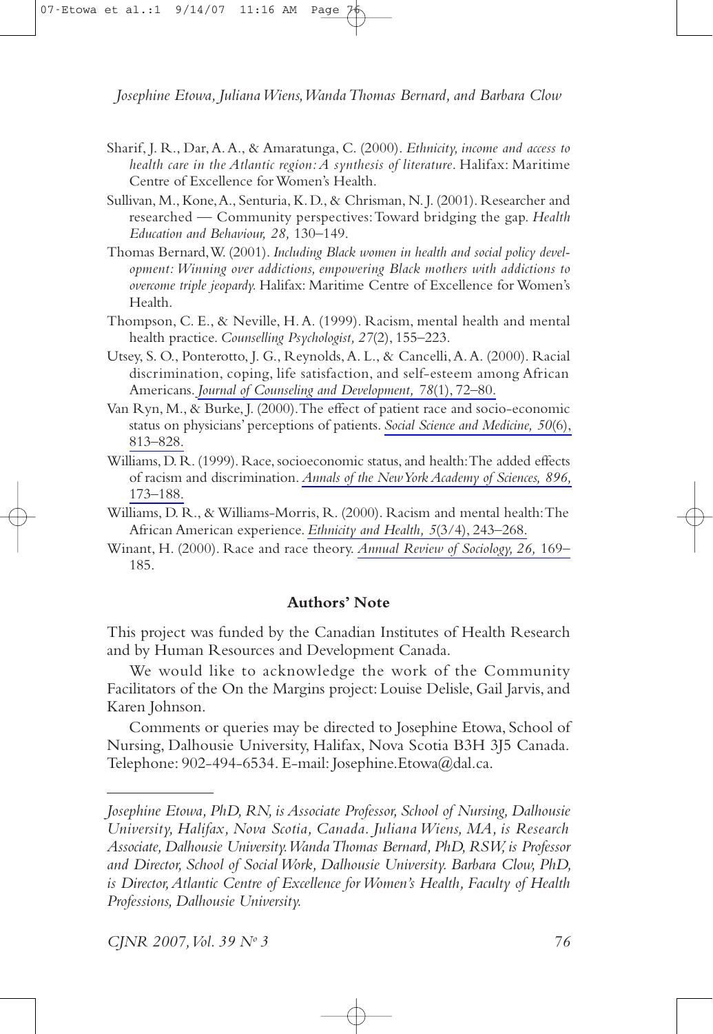Sharif, J. R., Dar, A. A., & Amaratunga, C. (2000). *Ethnicity, income and access to health care in the Atlantic region: A synthesis of literature*. Halifax: Maritime Centre of Excellence for Women's Health.

Sullivan, M., Kone, A., Senturia, K. D., & Chrisman, N. J. (2001). Researcher and researched — Community perspectives: Toward bridging the gap. *Health Education and Behaviour, 28,* 130–149.

Thomas Bernard, W. (2001). *Including Black women in health and social policy development: Winning over addictions, empowering Black mothers with addictions to overcome triple jeopardy.* Halifax: Maritime Centre of Excellence for Women's Health.

Thompson, C. E., & Neville, H. A. (1999). Racism, mental health and mental health practice. *Counselling Psychologist, 27*(2), 155–223.

Utsey, S. O., Ponterotto, J. G., Reynolds, A. L., & Cancelli, A. A. (2000). Racial discrimination, coping, life satisfaction, and self-esteem among African Americans. *Journal of Counseling and Development, 78*(1), 72–80.

Van Ryn, M., & Burke, J. (2000). The effect of patient race and socio-economic status on physicians' perceptions of patients. *Social Science and Medicine, 50*(6), 813–828.

Williams, D. R. (1999). Race, socioeconomic status, and health: The added effects of racism and discrimination. *Annals of the New York Academy of Sciences, 896,* 173–188.

Williams, D. R., & Williams-Morris, R. (2000). Racism and mental health: The African American experience. *Ethnicity and Health, 5*(3/4), 243–268.

Winant, H. (2000). Race and race theory. *Annual Review of Sociology, 26,* 169–185.

## Authors' Note

This project was funded by the Canadian Institutes of Health Research and by Human Resources and Development Canada.

We would like to acknowledge the work of the Community Facilitators of the On the Margins project: Louise Delisle, Gail Jarvis, and Karen Johnson.

Comments or queries may be directed to Josephine Etowa, School of Nursing, Dalhousie University, Halifax, Nova Scotia B3H 3J5 Canada. Telephone: 902-494-6534. E-mail: Josephine.Etowa@dal.ca.

---

*Josephine Etowa, PhD, RN, is Associate Professor, School of Nursing, Dalhousie University, Halifax, Nova Scotia, Canada. Juliana Wiens, MA, is Research Associate, Dalhousie University. Wanda Thomas Bernard, PhD, RSW, is Professor and Director, School of Social Work, Dalhousie University. Barbara Clow, PhD, is Director, Atlantic Centre of Excellence for Women's Health, Faculty of Health Professions, Dalhousie University.*